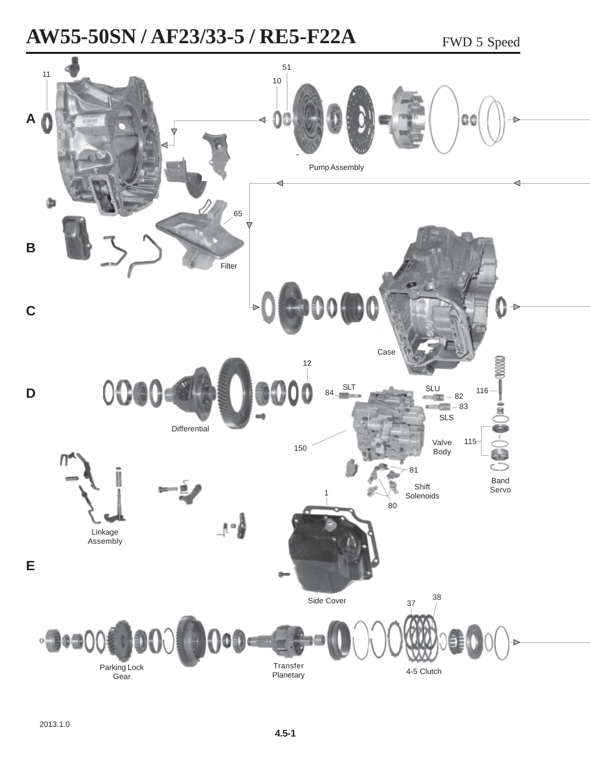# AW55-50SN / AF23/33-5 / RE5-F22A

FWD 5 Speed

A

11

51

10

Pump Assembly

B

65

Filter

C

Case

D

12

Differential

SLT

84

SLU

82

83

SLS

116

115

Valve Body

150

81

Band Servo

Shift Solenoids

1

80

Linkage Assembly

E

Side Cover

38

37

Parking Lock Gear

Transfer Planetary

4-5 Clutch

2013.1.0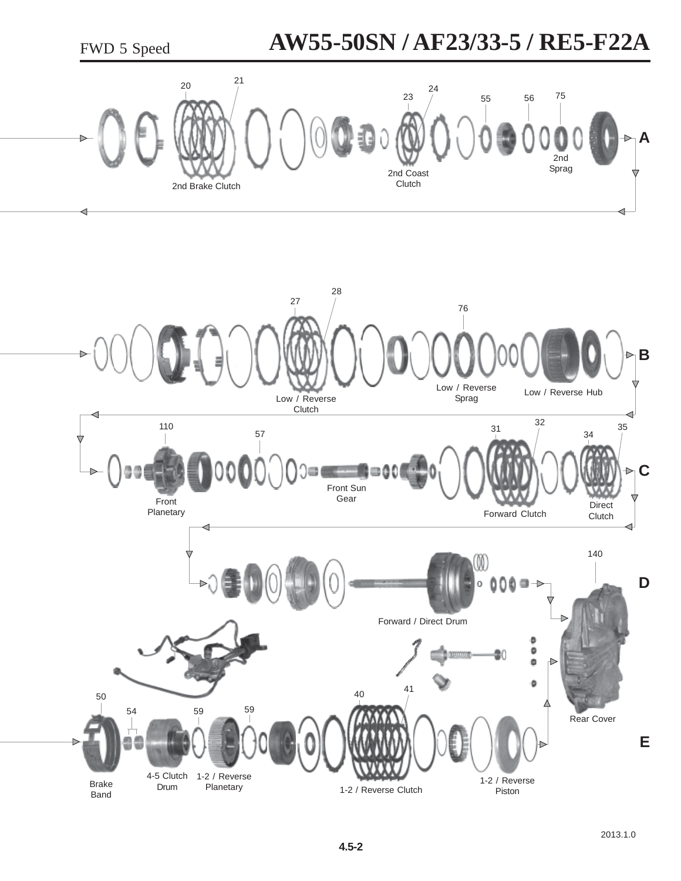# FWD 5 Speed — AW55-50SN / AF23/33-5 / RE5-F22A

**A**

20, 21 — 2nd Brake Clutch

23, 24 — 2nd Coast Clutch

55, 56

75 — 2nd Sprag

**B**

27, 28 — Low / Reverse Clutch

76 — Low / Reverse Sprag

Low / Reverse Hub

**C**

110 — Front Planetary

57

Front Sun Gear

31, 32 — Forward Clutch

34, 35 — Direct Clutch

**D**

Forward / Direct Drum

140 — Rear Cover

**E**

50 — Brake Band

54 — 4-5 Clutch Drum

59 — 1-2 / Reverse Planetary

59

40, 41 — 1-2 / Reverse Clutch

1-2 / Reverse Piston

2013.1.0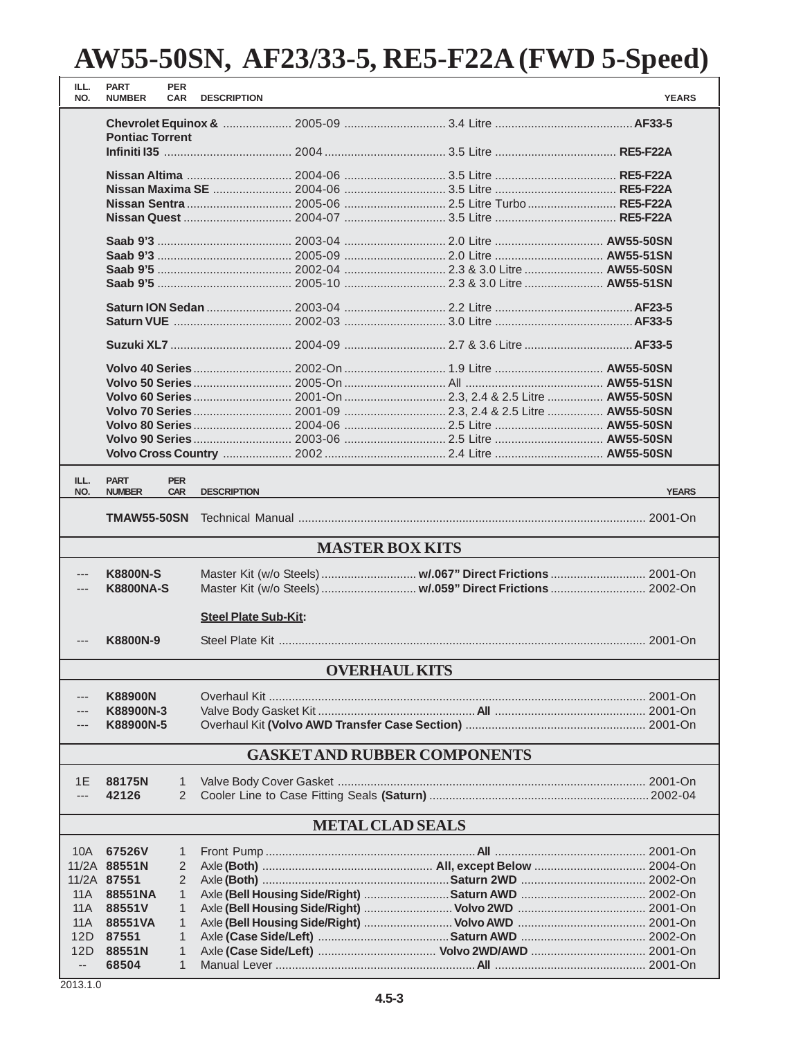# AW55-50SN, AF23/33-5, RE5-F22A (FWD 5-Speed)

| ILL. NO. | PART NUMBER | PER CAR | DESCRIPTION | YEARS |
|---|---|---|---|---|
| | **Chevrolet Equinox & Pontiac Torrent** | | 2005-09 ... 3.4 Litre ... **AF33-5** | |
| | **Infiniti I35** | | 2004 ... 3.5 Litre ... **RE5-F22A** | |
| | **Nissan Altima** | | 2004-06 ... 3.5 Litre ... **RE5-F22A** | |
| | **Nissan Maxima SE** | | 2004-06 ... 3.5 Litre ... **RE5-F22A** | |
| | **Nissan Sentra** | | 2005-06 ... 2.5 Litre Turbo ... **RE5-F22A** | |
| | **Nissan Quest** | | 2004-07 ... 3.5 Litre ... **RE5-F22A** | |
| | **Saab 9'3** | | 2003-04 ... 2.0 Litre ... **AW55-50SN** | |
| | **Saab 9'3** | | 2005-09 ... 2.0 Litre ... **AW55-51SN** | |
| | **Saab 9'5** | | 2002-04 ... 2.3 & 3.0 Litre ... **AW55-50SN** | |
| | **Saab 9'5** | | 2005-10 ... 2.3 & 3.0 Litre ... **AW55-51SN** | |
| | **Saturn ION Sedan** | | 2003-04 ... 2.2 Litre ... **AF23-5** | |
| | **Saturn VUE** | | 2002-03 ... 3.0 Litre ... **AF33-5** | |
| | **Suzuki XL7** | | 2004-09 ... 2.7 & 3.6 Litre ... **AF33-5** | |
| | **Volvo 40 Series** | | 2002-On ... 1.9 Litre ... **AW55-50SN** | |
| | **Volvo 50 Series** | | 2005-On ... All ... **AW55-51SN** | |
| | **Volvo 60 Series** | | 2001-On ... 2.3, 2.4 & 2.5 Litre ... **AW55-50SN** | |
| | **Volvo 70 Series** | | 2001-09 ... 2.3, 2.4 & 2.5 Litre ... **AW55-50SN** | |
| | **Volvo 80 Series** | | 2004-06 ... 2.5 Litre ... **AW55-50SN** | |
| | **Volvo 90 Series** | | 2003-06 ... 2.5 Litre ... **AW55-50SN** | |
| | **Volvo Cross Country** | | 2002 ... 2.4 Litre ... **AW55-50SN** | |

| ILL. NO. | PART NUMBER | PER CAR | DESCRIPTION | YEARS |
|---|---|---|---|---|
| | **TMAW55-50SN** | | Technical Manual | 2001-On |
| | | | **MASTER BOX KITS** | |
| --- | **K8800N-S** | | Master Kit (w/o Steels) ... **w/.067" Direct Frictions** | 2001-On |
| --- | **K8800NA-S** | | Master Kit (w/o Steels) ... **w/.059" Direct Frictions** | 2002-On |
| | | | **Steel Plate Sub-Kit:** | |
| --- | **K8800N-9** | | Steel Plate Kit | 2001-On |
| | | | **OVERHAUL KITS** | |
| --- | **K88900N** | | Overhaul Kit | 2001-On |
| --- | **K88900N-3** | | Valve Body Gasket Kit ... **All** | 2001-On |
| --- | **K88900N-5** | | Overhaul Kit **(Volvo AWD Transfer Case Section)** | 2001-On |
| | | | **GASKET AND RUBBER COMPONENTS** | |
| 1E | **88175N** | 1 | Valve Body Cover Gasket | 2001-On |
| --- | **42126** | 2 | Cooler Line to Case Fitting Seals **(Saturn)** | 2002-04 |
| | | | **METAL CLAD SEALS** | |
| 10A | **67526V** | 1 | Front Pump ... **All** | 2001-On |
| 11/2A | **88551N** | 2 | Axle **(Both)** ... **All, except Below** | 2004-On |
| 11/2A | **87551** | 2 | Axle **(Both)** ... **Saturn 2WD** | 2002-On |
| 11A | **88551NA** | 1 | Axle **(Bell Housing Side/Right)** ... **Saturn AWD** | 2002-On |
| 11A | **88551V** | 1 | Axle **(Bell Housing Side/Right)** ... **Volvo 2WD** | 2001-On |
| 11A | **88551VA** | 1 | Axle **(Bell Housing Side/Right)** ... **Volvo AWD** | 2001-On |
| 12D | **87551** | 1 | Axle **(Case Side/Left)** ... **Saturn AWD** | 2002-On |
| 12D | **88551N** | 1 | Axle **(Case Side/Left)** ... **Volvo 2WD/AWD** | 2001-On |
| -- | **68504** | 1 | Manual Lever ... **All** | 2001-On |

2013.1.0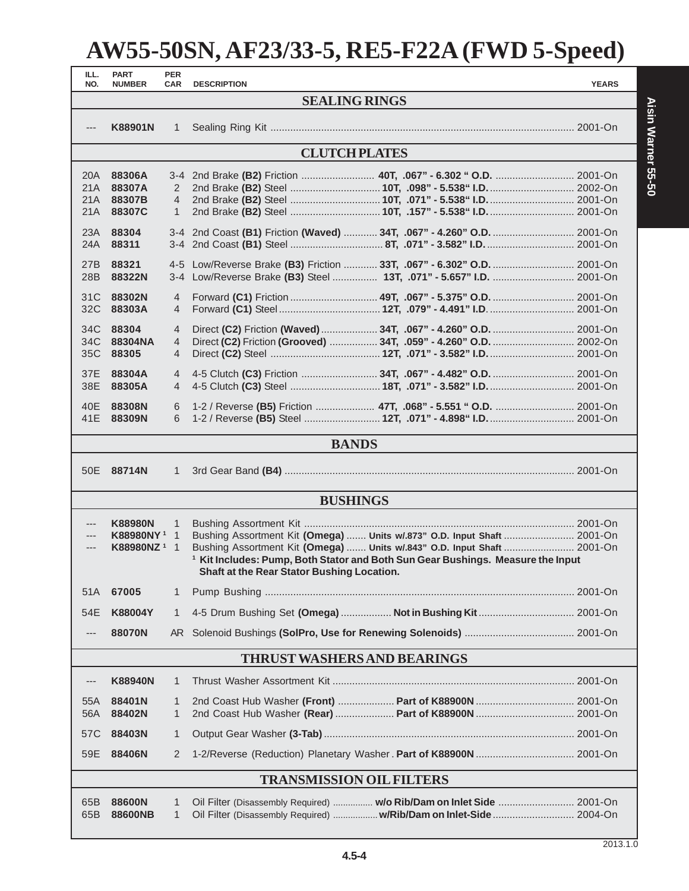# AW55-50SN, AF23/33-5, RE5-F22A (FWD 5-Speed)

| ILL. NO. | PART NUMBER | PER CAR | DESCRIPTION | YEARS |
|---|---|---|---|---|
| | | | **SEALING RINGS** | |
| --- | **K88901N** | 1 | Sealing Ring Kit | 2001-On |
| | | | **CLUTCH PLATES** | |
| 20A | **88306A** | 3-4 | 2nd Brake **(B2)** Friction **40T, .067" - 6.302 " O.D.** | 2001-On |
| 21A | **88307A** | 2 | 2nd Brake **(B2)** Steel **10T, .098" - 5.538" I.D.** | 2002-On |
| 21A | **88307B** | 4 | 2nd Brake **(B2)** Steel **10T, .071" - 5.538" I.D.** | 2001-On |
| 21A | **88307C** | 1 | 2nd Brake **(B2)** Steel **10T, .157" - 5.538" I.D.** | 2001-On |
| 23A | **88304** | 3-4 | 2nd Coast **(B1)** Friction **(Waved) 34T, .067" - 4.260" O.D.** | 2001-On |
| 24A | **88311** | 3-4 | 2nd Coast **(B1)** Steel **8T, .071" - 3.582" I.D.** | 2001-On |
| 27B | **88321** | 4-5 | Low/Reverse Brake **(B3)** Friction **33T, .067" - 6.302" O.D.** | 2001-On |
| 28B | **88322N** | 3-4 | Low/Reverse Brake **(B3)** Steel **13T, .071" - 5.657" I.D.** | 2001-On |
| 31C | **88302N** | 4 | Forward **(C1)** Friction **49T, .067" - 5.375" O.D.** | 2001-On |
| 32C | **88303A** | 4 | Forward **(C1)** Steel **12T, .079" - 4.491" I.D.** | 2001-On |
| 34C | **88304** | 4 | Direct **(C2)** Friction **(Waved) 34T, .067" - 4.260" O.D.** | 2001-On |
| 34C | **88304NA** | 4 | Direct **(C2)** Friction **(Grooved) 34T, .059" - 4.260" O.D.** | 2002-On |
| 35C | **88305** | 4 | Direct **(C2)** Steel **12T, .071" - 3.582" I.D.** | 2001-On |
| 37E | **88304A** | 4 | 4-5 Clutch **(C3)** Friction **34T, .067" - 4.482" O.D.** | 2001-On |
| 38E | **88305A** | 4 | 4-5 Clutch **(C3)** Steel **18T, .071" - 3.582" I.D.** | 2001-On |
| 40E | **88308N** | 6 | 1-2 / Reverse **(B5)** Friction **47T, .068" - 5.551 " O.D.** | 2001-On |
| 41E | **88309N** | 6 | 1-2 / Reverse **(B5)** Steel **12T, .071" - 4.898" I.D.** | 2001-On |
| | | | **BANDS** | |
| 50E | **88714N** | 1 | 3rd Gear Band **(B4)** | 2001-On |
| | | | **BUSHINGS** | |
| --- | **K88980N** | 1 | Bushing Assortment Kit | 2001-On |
| --- | **K88980NY** [1] | 1 | Bushing Assortment Kit **(Omega)** **Units w/.873" O.D. Input Shaft** | 2001-On |
| --- | **K88980NZ** [1] | 1 | Bushing Assortment Kit **(Omega)** **Units w/.843" O.D. Input Shaft** | 2001-On |
| | | | [1] **Kit Includes: Pump, Both Stator and Both Sun Gear Bushings. Measure the Input Shaft at the Rear Stator Bushing Location.** | |
| 51A | **67005** | 1 | Pump Bushing | 2001-On |
| 54E | **K88004Y** | 1 | 4-5 Drum Bushing Set **(Omega)** **Not in Bushing Kit** | 2001-On |
| --- | **88070N** | AR | Solenoid Bushings **(SolPro, Use for Renewing Solenoids)** | 2001-On |
| | | | **THRUST WASHERS AND BEARINGS** | |
| --- | **K88940N** | 1 | Thrust Washer Assortment Kit | 2001-On |
| 55A | **88401N** | 1 | 2nd Coast Hub Washer **(Front)** **Part of K88900N** | 2001-On |
| 56A | **88402N** | 1 | 2nd Coast Hub Washer **(Rear)** **Part of K88900N** | 2001-On |
| 57C | **88403N** | 1 | Output Gear Washer **(3-Tab)** | 2001-On |
| 59E | **88406N** | 2 | 1-2/Reverse (Reduction) Planetary Washer **Part of K88900N** | 2001-On |
| | | | **TRANSMISSION OIL FILTERS** | |
| 65B | **88600N** | 1 | Oil Filter (Disassembly Required) **w/o Rib/Dam on Inlet Side** | 2001-On |
| 65B | **88600NB** | 1 | Oil Filter (Disassembly Required) **w/Rib/Dam on Inlet-Side** | 2004-On |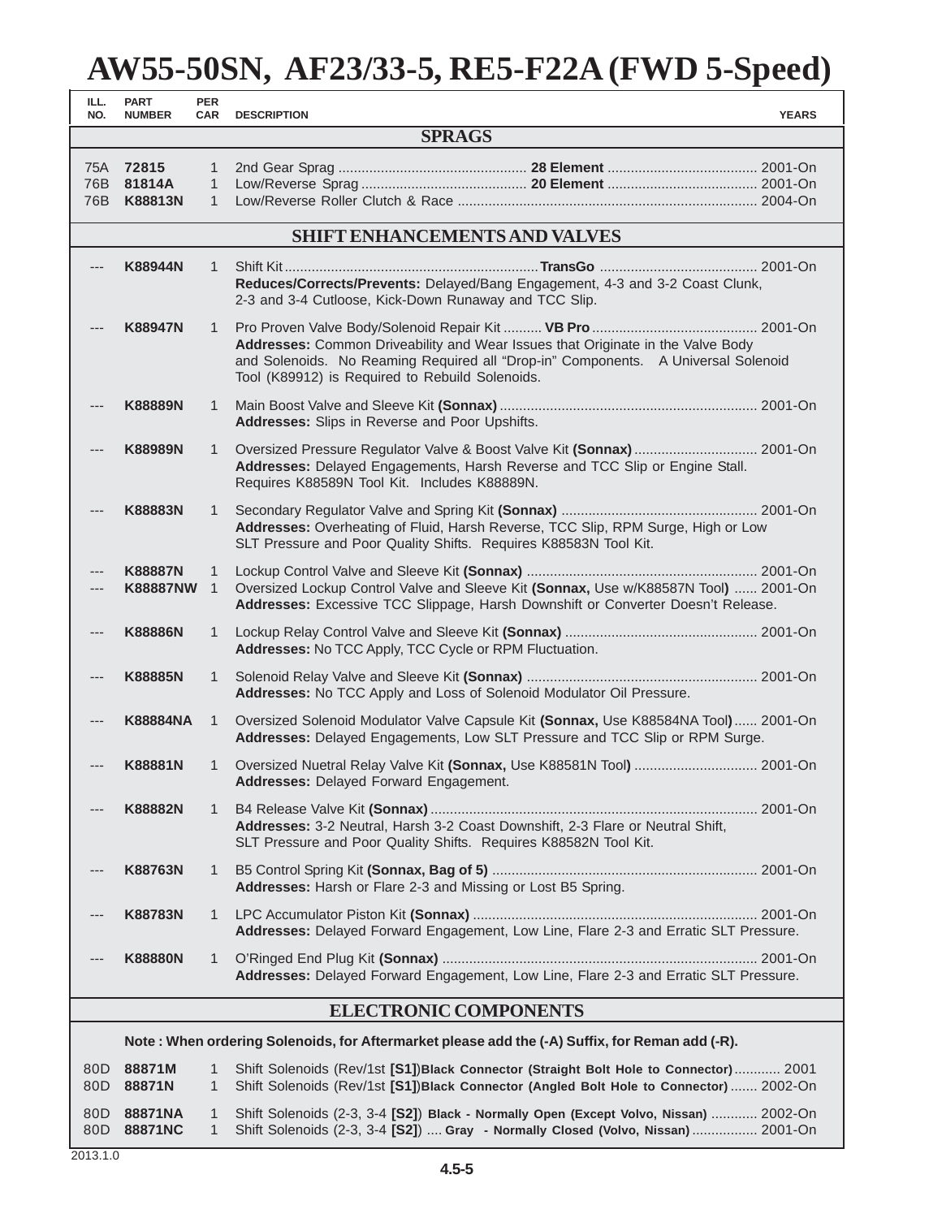# AW55-50SN, AF23/33-5, RE5-F22A (FWD 5-Speed)

| ILL. NO. | PART NUMBER | PER CAR | DESCRIPTION | YEARS |
|---|---|---|---|---|
| | | | **SPRAGS** | |
| 75A | **72815** | 1 | 2nd Gear Sprag ................................................ **28 Element** ...................................... | 2001-On |
| 76B | **81814A** | 1 | Low/Reverse Sprag .......................................... **20 Element** ...................................... | 2001-On |
| 76B | **K88813N** | 1 | Low/Reverse Roller Clutch & Race ............................................................................ | 2004-On |
| | | | **SHIFT ENHANCEMENTS AND VALVES** | |
| --- | **K88944N** | 1 | Shift Kit .................................................................**TransGo** ......................................... **Reduces/Corrects/Prevents:** Delayed/Bang Engagement, 4-3 and 3-2 Coast Clunk, 2-3 and 3-4 Cutloose, Kick-Down Runaway and TCC Slip. | 2001-On |
| --- | **K88947N** | 1 | Pro Proven Valve Body/Solenoid Repair Kit .......... **VB Pro** .......................................... **Addresses:** Common Driveability and Wear Issues that Originate in the Valve Body and Solenoids. No Reaming Required all "Drop-in" Components. A Universal Solenoid Tool (K89912) is Required to Rebuild Solenoids. | 2001-On |
| --- | **K88889N** | 1 | Main Boost Valve and Sleeve Kit **(Sonnax)** .................................................................. **Addresses:** Slips in Reverse and Poor Upshifts. | 2001-On |
| --- | **K88989N** | 1 | Oversized Pressure Regulator Valve & Boost Valve Kit **(Sonnax)** ................................ **Addresses:** Delayed Engagements, Harsh Reverse and TCC Slip or Engine Stall. Requires K88589N Tool Kit. Includes K88889N. | 2001-On |
| --- | **K88883N** | 1 | Secondary Regulator Valve and Spring Kit **(Sonnax)** .................................................. **Addresses:** Overheating of Fluid, Harsh Reverse, TCC Slip, RPM Surge, High or Low SLT Pressure and Poor Quality Shifts. Requires K88583N Tool Kit. | 2001-On |
| --- | **K88887N** | 1 | Lockup Control Valve and Sleeve Kit **(Sonnax)** ........................................................... | 2001-On |
| --- | **K88887NW** | 1 | Oversized Lockup Control Valve and Sleeve Kit **(Sonnax,** Use w/K88587N Tool**)** ...... **Addresses:** Excessive TCC Slippage, Harsh Downshift or Converter Doesn't Release. | 2001-On |
| --- | **K88886N** | 1 | Lockup Relay Control Valve and Sleeve Kit **(Sonnax)** ................................................. **Addresses:** No TCC Apply, TCC Cycle or RPM Fluctuation. | 2001-On |
| --- | **K88885N** | 1 | Solenoid Relay Valve and Sleeve Kit **(Sonnax)** ............................................................ **Addresses:** No TCC Apply and Loss of Solenoid Modulator Oil Pressure. | 2001-On |
| --- | **K88884NA** | 1 | Oversized Solenoid Modulator Valve Capsule Kit **(Sonnax,** Use K88584NA Tool**)** ...... **Addresses:** Delayed Engagements, Low SLT Pressure and TCC Slip or RPM Surge. | 2001-On |
| --- | **K88881N** | 1 | Oversized Nuetral Relay Valve Kit **(Sonnax,** Use K88581N Tool**)** ................................ **Addresses:** Delayed Forward Engagement. | 2001-On |
| --- | **K88882N** | 1 | B4 Release Valve Kit **(Sonnax)** ..................................................................................... **Addresses:** 3-2 Neutral, Harsh 3-2 Coast Downshift, 2-3 Flare or Neutral Shift, SLT Pressure and Poor Quality Shifts. Requires K88582N Tool Kit. | 2001-On |
| --- | **K88763N** | 1 | B5 Control Spring Kit **(Sonnax, Bag of 5)** ..................................................................... **Addresses:** Harsh or Flare 2-3 and Missing or Lost B5 Spring. | 2001-On |
| --- | **K88783N** | 1 | LPC Accumulator Piston Kit **(Sonnax)** .......................................................................... **Addresses:** Delayed Forward Engagement, Low Line, Flare 2-3 and Erratic SLT Pressure. | 2001-On |
| --- | **K88880N** | 1 | O'Ringed End Plug Kit **(Sonnax)** .................................................................................. **Addresses:** Delayed Forward Engagement, Low Line, Flare 2-3 and Erratic SLT Pressure. | 2001-On |
| | | | **ELECTRONIC COMPONENTS** | |
| | | | **Note : When ordering Solenoids, for Aftermarket please add the (-A) Suffix, for Reman add (-R).** | |
| 80D | **88871M** | 1 | Shift Solenoids (Rev/1st **[S1]**)**Black Connector (Straight Bolt Hole to Connector)** ............ | 2001 |
| 80D | **88871N** | 1 | Shift Solenoids (Rev/1st **[S1]**)**Black Connector (Angled Bolt Hole to Connector)** ....... | 2002-On |
| 80D | **88871NA** | 1 | Shift Solenoids (2-3, 3-4 **[S2]**) **Black - Normally Open (Except Volvo, Nissan)** ............ | 2002-On |
| 80D | **88871NC** | 1 | Shift Solenoids (2-3, 3-4 **[S2]**) .... **Gray - Normally Closed (Volvo, Nissan)** ................ | 2001-On |

2013.1.0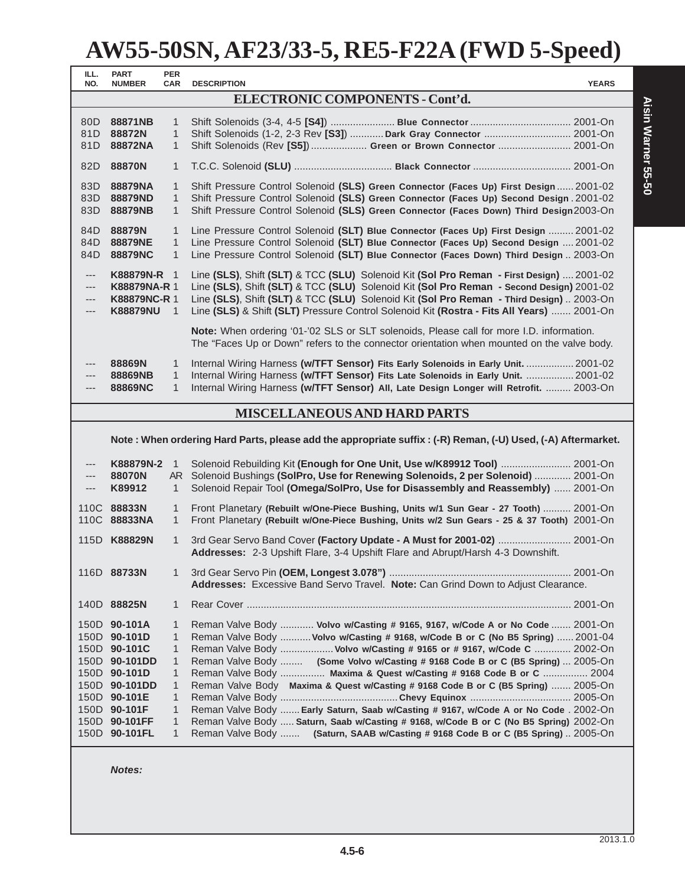# AW55-50SN, AF23/33-5, RE5-F22A (FWD 5-Speed)

| ILL. NO. | PART NUMBER | PER CAR | DESCRIPTION | YEARS |
|---|---|---|---|---|
| | | | **ELECTRONIC COMPONENTS - Cont'd.** | |
| 80D | **88871NB** | 1 | Shift Solenoids (3-4, 4-5 **[S4]**) ....................... **Blue Connector** .................................... | 2001-On |
| 81D | **88872N** | 1 | Shift Solenoids (1-2, 2-3 Rev **[S3]**) ............ **Dark Gray Connector** ............................... | 2001-On |
| 81D | **88872NA** | 1 | Shift Solenoids (Rev **[S5]**) .................... **Green or Brown Connector** .......................... | 2001-On |
| 82D | **88870N** | 1 | T.C.C. Solenoid **(SLU)** ................................... **Black Connector** .................................. | 2001-On |
| 83D | **88879NA** | 1 | Shift Pressure Control Solenoid **(SLS) Green Connector (Faces Up) First Design** ...... | 2001-02 |
| 83D | **88879ND** | 1 | Shift Pressure Control Solenoid **(SLS) Green Connector (Faces Up) Second Design** . | 2001-02 |
| 83D | **88879NB** | 1 | Shift Pressure Control Solenoid **(SLS) Green Connector (Faces Down) Third Design** | 2003-On |
| 84D | **88879N** | 1 | Line Pressure Control Solenoid **(SLT) Blue Connector (Faces Up) First Design** ......... | 2001-02 |
| 84D | **88879NE** | 1 | Line Pressure Control Solenoid **(SLT) Blue Connector (Faces Up) Second Design** .... | 2001-02 |
| 84D | **88879NC** | 1 | Line Pressure Control Solenoid **(SLT) Blue Connector (Faces Down) Third Design** .. | 2003-On |
| --- | **K88879N-R** | 1 | Line **(SLS)**, Shift **(SLT)** & TCC **(SLU)** Solenoid Kit **(Sol Pro Reman - First Design)** .... | 2001-02 |
| --- | **K88879NA-R** | 1 | Line **(SLS)**, Shift **(SLT)** & TCC **(SLU)** Solenoid Kit **(Sol Pro Reman - Second Design)** | 2001-02 |
| --- | **K88879NC-R** | 1 | Line **(SLS)**, Shift **(SLT)** & TCC **(SLU)** Solenoid Kit **(Sol Pro Reman - Third Design)** .. | 2003-On |
| --- | **K88879NU** | 1 | Line **(SLS)** & Shift **(SLT)** Pressure Control Solenoid Kit **(Rostra - Fits All Years)** ....... | 2001-On |
| | | | **Note:** When ordering '01-'02 SLS or SLT solenoids, Please call for more I.D. information. The "Faces Up or Down" refers to the connector orientation when mounted on the valve body. | |
| --- | **88869N** | 1 | Internal Wiring Harness **(w/TFT Sensor) Fits Early Solenoids in Early Unit.** ................. | 2001-02 |
| --- | **88869NB** | 1 | Internal Wiring Harness **(w/TFT Sensor) Fits Late Solenoids in Early Unit.** ................. | 2001-02 |
| --- | **88869NC** | 1 | Internal Wiring Harness **(w/TFT Sensor) All, Late Design Longer will Retrofit.** ......... | 2003-On |
| | | | **MISCELLANEOUS AND HARD PARTS** | |
| | | | **Note : When ordering Hard Parts, please add the appropriate suffix : (-R) Reman, (-U) Used, (-A) Aftermarket.** | |
| --- | **K88879N-2** | 1 | Solenoid Rebuilding Kit **(Enough for One Unit, Use w/K89912 Tool)** ......................... | 2001-On |
| --- | **88070N** | AR | Solenoid Bushings **(SolPro, Use for Renewing Solenoids, 2 per Solenoid)** ............. | 2001-On |
| --- | **K89912** | 1 | Solenoid Repair Tool **(Omega/SolPro, Use for Disassembly and Reassembly)** ...... | 2001-On |
| 110C | **88833N** | 1 | Front Planetary **(Rebuilt w/One-Piece Bushing, Units w/1 Sun Gear - 27 Tooth)** .......... | 2001-On |
| 110C | **88833NA** | 1 | Front Planetary **(Rebuilt w/One-Piece Bushing, Units w/2 Sun Gears - 25 & 37 Tooth)** | 2001-On |
| 115D | **K88829N** | 1 | 3rd Gear Servo Band Cover **(Factory Update - A Must for 2001-02)** .......................... **Addresses:** 2-3 Upshift Flare, 3-4 Upshift Flare and Abrupt/Harsh 4-3 Downshift. | 2001-On |
| 116D | **88733N** | 1 | 3rd Gear Servo Pin **(OEM, Longest 3.078")** ................................................................ **Addresses:** Excessive Band Servo Travel. **Note:** Can Grind Down to Adjust Clearance. | 2001-On |
| 140D | **88825N** | 1 | Rear Cover .................................................................................................................. | 2001-On |
| 150D | **90-101A** | 1 | Reman Valve Body ............ **Volvo w/Casting # 9165, 9167, w/Code A or No Code** ....... | 2001-On |
| 150D | **90-101D** | 1 | Reman Valve Body ........... **Volvo w/Casting # 9168, w/Code B or C (No B5 Spring)** ...... | 2001-04 |
| 150D | **90-101C** | 1 | Reman Valve Body .................. **Volvo w/Casting # 9165 or # 9167, w/Code C** ............. | 2002-On |
| 150D | **90-101DD** | 1 | Reman Valve Body ........ **(Some Volvo w/Casting # 9168 Code B or C (B5 Spring)** ... | 2005-On |
| 150D | **90-101D** | 1 | Reman Valve Body ................ **Maxima & Quest w/Casting # 9168 Code B or C** ................ | 2004 |
| 150D | **90-101DD** | 1 | Reman Valve Body **Maxima & Quest w/Casting # 9168 Code B or C (B5 Spring)** ....... | 2005-On |
| 150D | **90-101E** | 1 | Reman Valve Body .......................................... **Chevy Equinox** ................................... | 2005-On |
| 150D | **90-101F** | 1 | Reman Valve Body ....... **Early Saturn, Saab w/Casting # 9167, w/Code A or No Code** . | 2002-On |
| 150D | **90-101FF** | 1 | Reman Valve Body ..... **Saturn, Saab w/Casting # 9168, w/Code B or C (No B5 Spring)** | 2002-On |
| 150D | **90-101FL** | 1 | Reman Valve Body ....... **(Saturn, SAAB w/Casting # 9168 Code B or C (B5 Spring)** .. | 2005-On |

***Notes:***